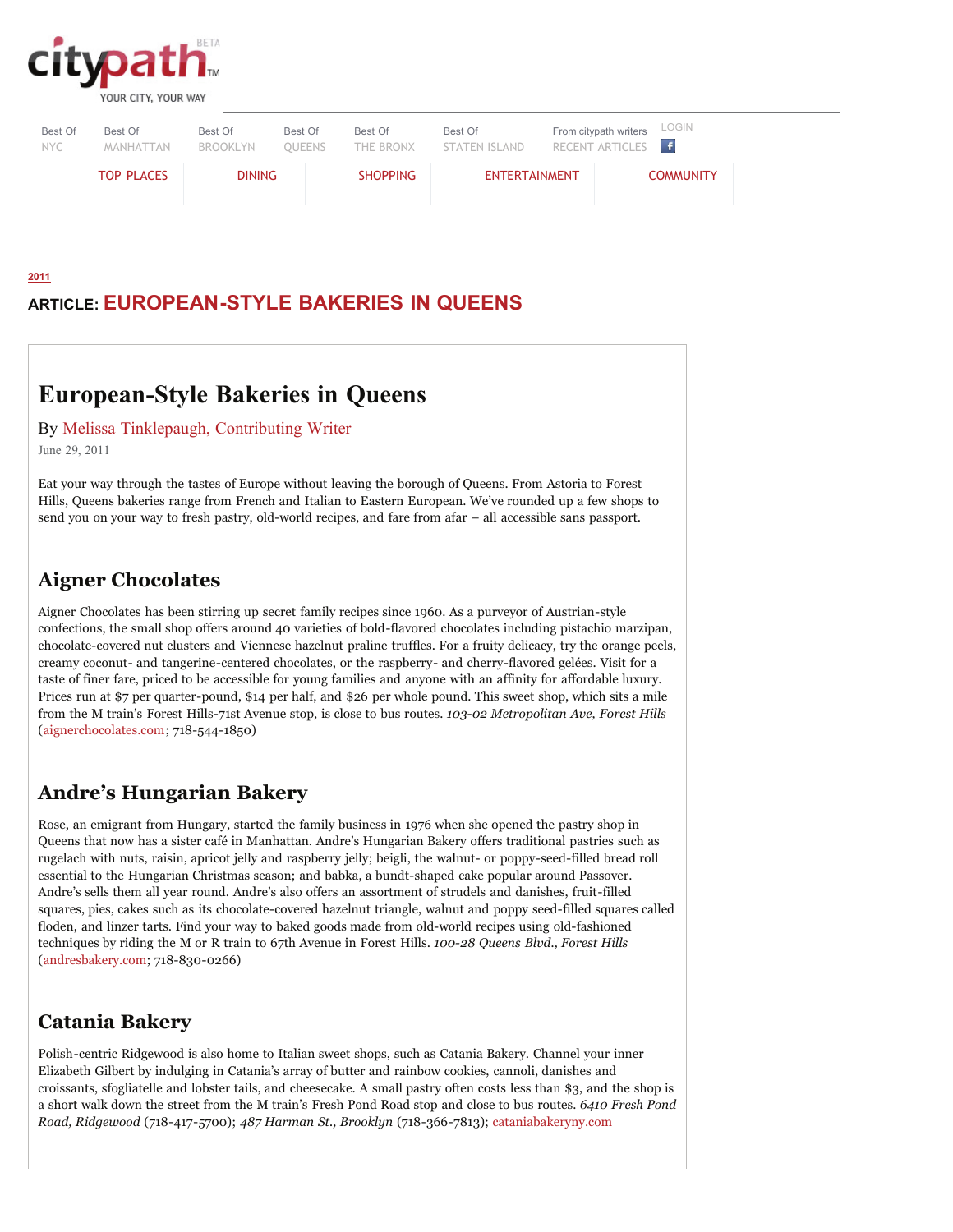citypath BETA™
YOUR CITY, YOUR WAY

Best Of NYC | Best Of MANHATTAN | Best Of BROOKLYN | Best Of QUEENS | Best Of THE BRONX | Best Of STATEN ISLAND | From citypath writers RECENT ARTICLES | LOGIN

TOP PLACES | DINING | SHOPPING | ENTERTAINMENT | COMMUNITY

2011

**ARTICLE: EUROPEAN-STYLE BAKERIES IN QUEENS**

# European-Style Bakeries in Queens

By Melissa Tinklepaugh, Contributing Writer

June 29, 2011

Eat your way through the tastes of Europe without leaving the borough of Queens. From Astoria to Forest Hills, Queens bakeries range from French and Italian to Eastern European. We've rounded up a few shops to send you on your way to fresh pastry, old-world recipes, and fare from afar – all accessible sans passport.

## Aigner Chocolates

Aigner Chocolates has been stirring up secret family recipes since 1960. As a purveyor of Austrian-style confections, the small shop offers around 40 varieties of bold-flavored chocolates including pistachio marzipan, chocolate-covered nut clusters and Viennese hazelnut praline truffles. For a fruity delicacy, try the orange peels, creamy coconut- and tangerine-centered chocolates, or the raspberry- and cherry-flavored gelées. Visit for a taste of finer fare, priced to be accessible for young families and anyone with an affinity for affordable luxury. Prices run at $7 per quarter-pound, $14 per half, and $26 per whole pound. This sweet shop, which sits a mile from the M train's Forest Hills-71st Avenue stop, is close to bus routes. *103-02 Metropolitan Ave, Forest Hills* (aignerchocolates.com; 718-544-1850)

## Andre's Hungarian Bakery

Rose, an emigrant from Hungary, started the family business in 1976 when she opened the pastry shop in Queens that now has a sister café in Manhattan. Andre's Hungarian Bakery offers traditional pastries such as rugelach with nuts, raisin, apricot jelly and raspberry jelly; beigli, the walnut- or poppy-seed-filled bread roll essential to the Hungarian Christmas season; and babka, a bundt-shaped cake popular around Passover. Andre's sells them all year round. Andre's also offers an assortment of strudels and danishes, fruit-filled squares, pies, cakes such as its chocolate-covered hazelnut triangle, walnut and poppy seed-filled squares called floden, and linzer tarts. Find your way to baked goods made from old-world recipes using old-fashioned techniques by riding the M or R train to 67th Avenue in Forest Hills. *100-28 Queens Blvd., Forest Hills* (andresbakery.com; 718-830-0266)

## Catania Bakery

Polish-centric Ridgewood is also home to Italian sweet shops, such as Catania Bakery. Channel your inner Elizabeth Gilbert by indulging in Catania's array of butter and rainbow cookies, cannoli, danishes and croissants, sfogliatelle and lobster tails, and cheesecake. A small pastry often costs less than $3, and the shop is a short walk down the street from the M train's Fresh Pond Road stop and close to bus routes. *6410 Fresh Pond Road, Ridgewood* (718-417-5700); *487 Harman St., Brooklyn* (718-366-7813); cataniabakeryny.com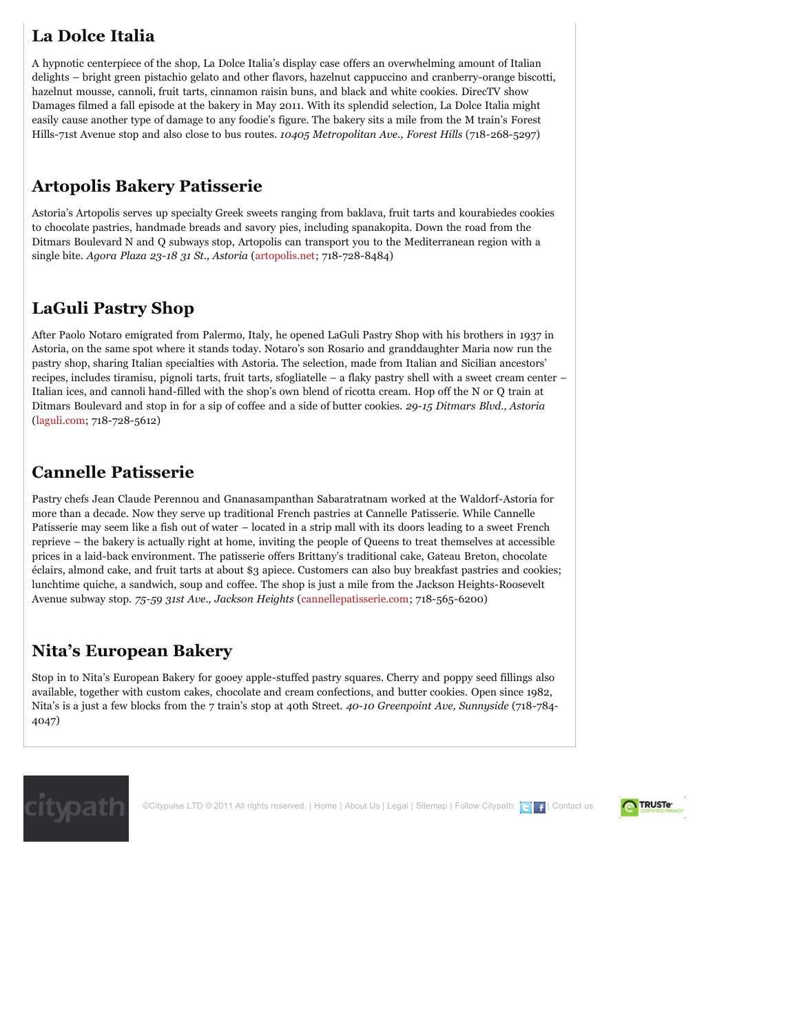## La Dolce Italia

A hypnotic centerpiece of the shop, La Dolce Italia's display case offers an overwhelming amount of Italian delights – bright green pistachio gelato and other flavors, hazelnut cappuccino and cranberry-orange biscotti, hazelnut mousse, cannoli, fruit tarts, cinnamon raisin buns, and black and white cookies. DirecTV show Damages filmed a fall episode at the bakery in May 2011. With its splendid selection, La Dolce Italia might easily cause another type of damage to any foodie's figure. The bakery sits a mile from the M train's Forest Hills-71st Avenue stop and also close to bus routes. *10405 Metropolitan Ave., Forest Hills* (718-268-5297)

## Artopolis Bakery Patisserie

Astoria's Artopolis serves up specialty Greek sweets ranging from baklava, fruit tarts and kourabiedes cookies to chocolate pastries, handmade breads and savory pies, including spanakopita. Down the road from the Ditmars Boulevard N and Q subways stop, Artopolis can transport you to the Mediterranean region with a single bite. *Agora Plaza 23-18 31 St., Astoria* (artopolis.net; 718-728-8484)

## LaGuli Pastry Shop

After Paolo Notaro emigrated from Palermo, Italy, he opened LaGuli Pastry Shop with his brothers in 1937 in Astoria, on the same spot where it stands today. Notaro's son Rosario and granddaughter Maria now run the pastry shop, sharing Italian specialties with Astoria. The selection, made from Italian and Sicilian ancestors' recipes, includes tiramisu, pignoli tarts, fruit tarts, sfogliatelle – a flaky pastry shell with a sweet cream center – Italian ices, and cannoli hand-filled with the shop's own blend of ricotta cream. Hop off the N or Q train at Ditmars Boulevard and stop in for a sip of coffee and a side of butter cookies. *29-15 Ditmars Blvd., Astoria* (laguli.com; 718-728-5612)

## Cannelle Patisserie

Pastry chefs Jean Claude Perennou and Gnanasampanthan Sabaratratnam worked at the Waldorf-Astoria for more than a decade. Now they serve up traditional French pastries at Cannelle Patisserie. While Cannelle Patisserie may seem like a fish out of water – located in a strip mall with its doors leading to a sweet French reprieve – the bakery is actually right at home, inviting the people of Queens to treat themselves at accessible prices in a laid-back environment. The patisserie offers Brittany's traditional cake, Gateau Breton, chocolate éclairs, almond cake, and fruit tarts at about $3 apiece. Customers can also buy breakfast pastries and cookies; lunchtime quiche, a sandwich, soup and coffee. The shop is just a mile from the Jackson Heights-Roosevelt Avenue subway stop. *75-59 31st Ave., Jackson Heights* (cannellepatisserie.com; 718-565-6200)

## Nita's European Bakery

Stop in to Nita's European Bakery for gooey apple-stuffed pastry squares. Cherry and poppy seed fillings also available, together with custom cakes, chocolate and cream confections, and butter cookies. Open since 1982, Nita's is a just a few blocks from the 7 train's stop at 40th Street. *40-10 Greenpoint Ave, Sunnyside* (718-784-4047)

©Citypulse LTD © 2011 All rights reserved. | Home | About Us | Legal | Sitemap | Follow Citypath: | Contact us